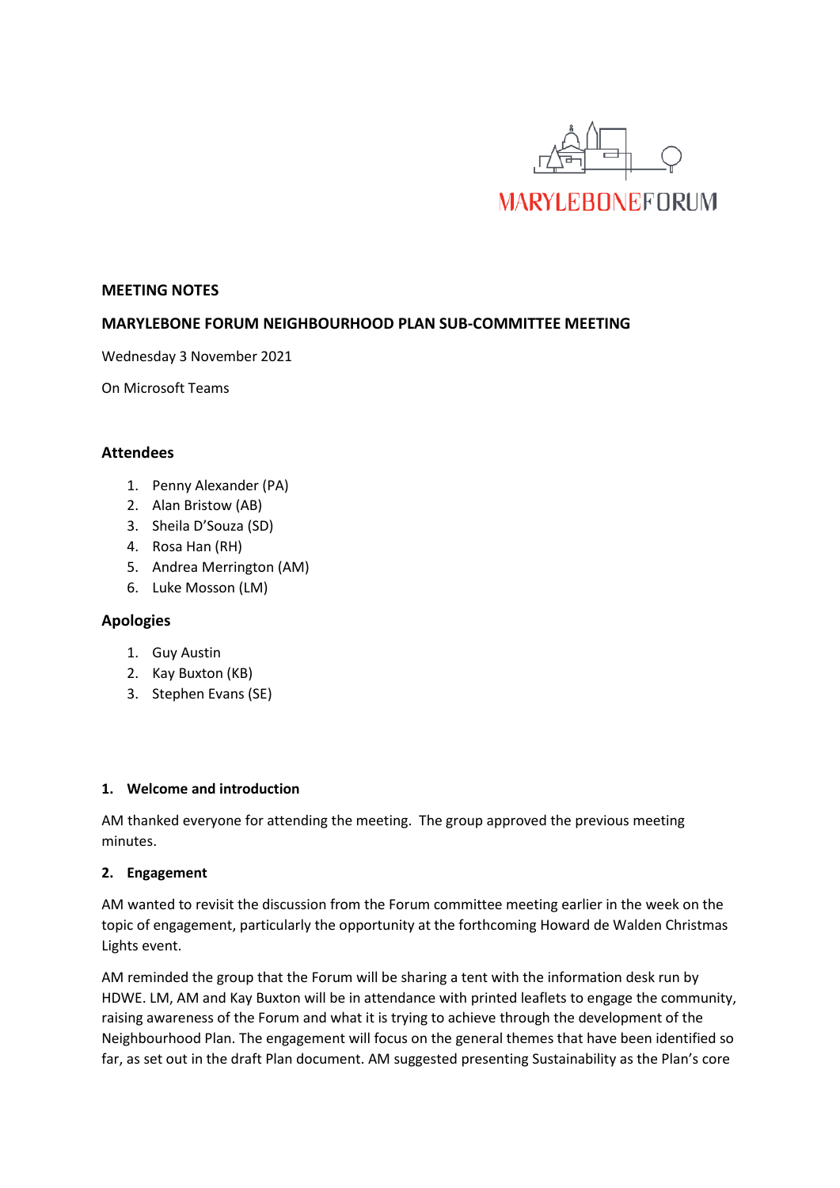MARYLEBONEFORUM

**MEETING NOTES**

**MARYLEBONE FORUM NEIGHBOURHOOD PLAN SUB-COMMITTEE MEETING**

Wednesday 3 November 2021

On Microsoft Teams

## Attendees

1. Penny Alexander (PA)
2. Alan Bristow (AB)
3. Sheila D'Souza (SD)
4. Rosa Han (RH)
5. Andrea Merrington (AM)
6. Luke Mosson (LM)

## Apologies

1. Guy Austin
2. Kay Buxton (KB)
3. Stephen Evans (SE)

### 1. Welcome and introduction

AM thanked everyone for attending the meeting. The group approved the previous meeting minutes.

### 2. Engagement

AM wanted to revisit the discussion from the Forum committee meeting earlier in the week on the topic of engagement, particularly the opportunity at the forthcoming Howard de Walden Christmas Lights event.

AM reminded the group that the Forum will be sharing a tent with the information desk run by HDWE. LM, AM and Kay Buxton will be in attendance with printed leaflets to engage the community, raising awareness of the Forum and what it is trying to achieve through the development of the Neighbourhood Plan. The engagement will focus on the general themes that have been identified so far, as set out in the draft Plan document. AM suggested presenting Sustainability as the Plan's core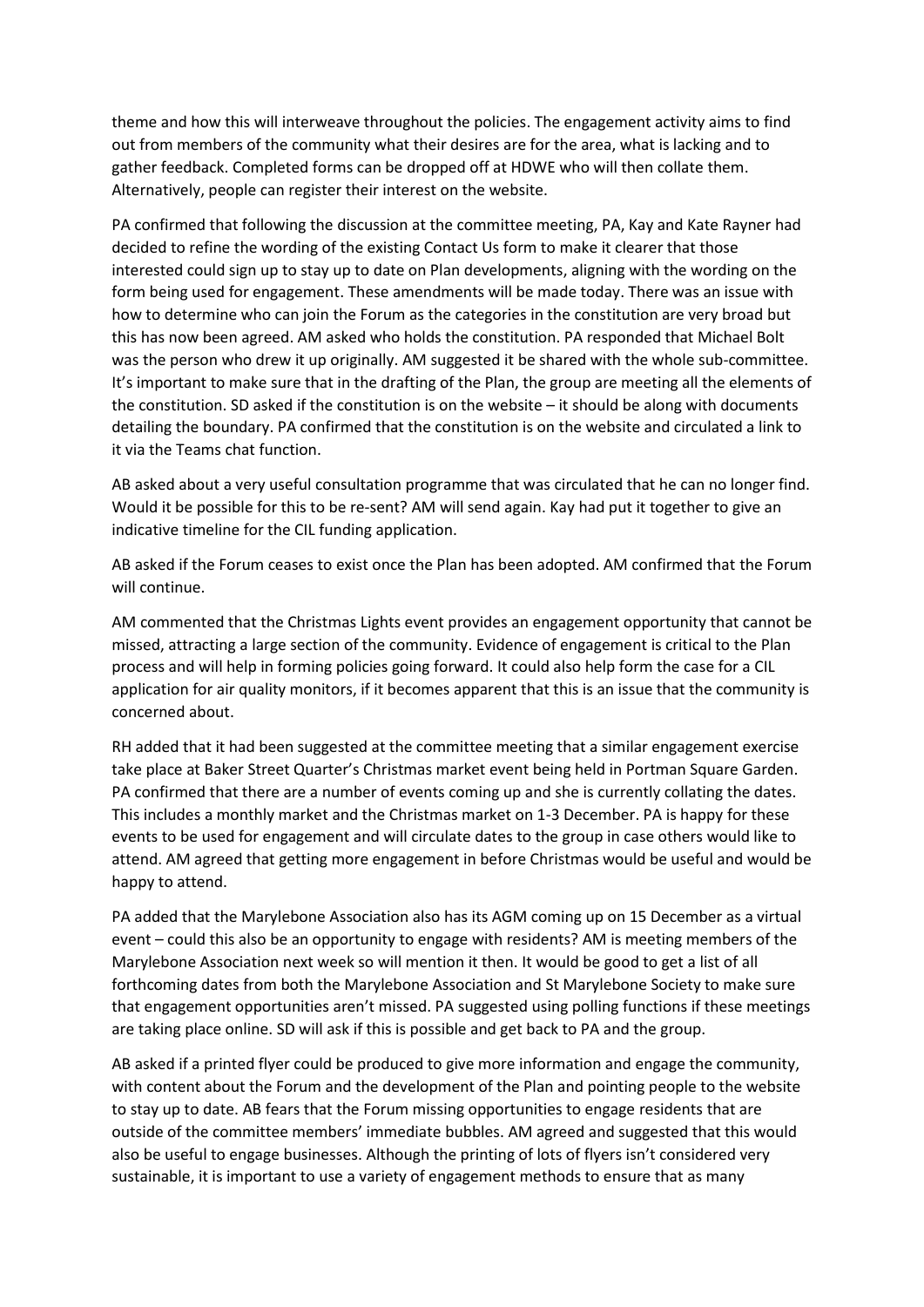theme and how this will interweave throughout the policies. The engagement activity aims to find out from members of the community what their desires are for the area, what is lacking and to gather feedback. Completed forms can be dropped off at HDWE who will then collate them. Alternatively, people can register their interest on the website.

PA confirmed that following the discussion at the committee meeting, PA, Kay and Kate Rayner had decided to refine the wording of the existing Contact Us form to make it clearer that those interested could sign up to stay up to date on Plan developments, aligning with the wording on the form being used for engagement. These amendments will be made today. There was an issue with how to determine who can join the Forum as the categories in the constitution are very broad but this has now been agreed. AM asked who holds the constitution. PA responded that Michael Bolt was the person who drew it up originally. AM suggested it be shared with the whole sub-committee. It's important to make sure that in the drafting of the Plan, the group are meeting all the elements of the constitution. SD asked if the constitution is on the website – it should be along with documents detailing the boundary. PA confirmed that the constitution is on the website and circulated a link to it via the Teams chat function.

AB asked about a very useful consultation programme that was circulated that he can no longer find. Would it be possible for this to be re-sent? AM will send again. Kay had put it together to give an indicative timeline for the CIL funding application.

AB asked if the Forum ceases to exist once the Plan has been adopted. AM confirmed that the Forum will continue.

AM commented that the Christmas Lights event provides an engagement opportunity that cannot be missed, attracting a large section of the community. Evidence of engagement is critical to the Plan process and will help in forming policies going forward. It could also help form the case for a CIL application for air quality monitors, if it becomes apparent that this is an issue that the community is concerned about.

RH added that it had been suggested at the committee meeting that a similar engagement exercise take place at Baker Street Quarter's Christmas market event being held in Portman Square Garden. PA confirmed that there are a number of events coming up and she is currently collating the dates. This includes a monthly market and the Christmas market on 1-3 December. PA is happy for these events to be used for engagement and will circulate dates to the group in case others would like to attend. AM agreed that getting more engagement in before Christmas would be useful and would be happy to attend.

PA added that the Marylebone Association also has its AGM coming up on 15 December as a virtual event – could this also be an opportunity to engage with residents? AM is meeting members of the Marylebone Association next week so will mention it then. It would be good to get a list of all forthcoming dates from both the Marylebone Association and St Marylebone Society to make sure that engagement opportunities aren't missed. PA suggested using polling functions if these meetings are taking place online. SD will ask if this is possible and get back to PA and the group.

AB asked if a printed flyer could be produced to give more information and engage the community, with content about the Forum and the development of the Plan and pointing people to the website to stay up to date. AB fears that the Forum missing opportunities to engage residents that are outside of the committee members' immediate bubbles. AM agreed and suggested that this would also be useful to engage businesses. Although the printing of lots of flyers isn't considered very sustainable, it is important to use a variety of engagement methods to ensure that as many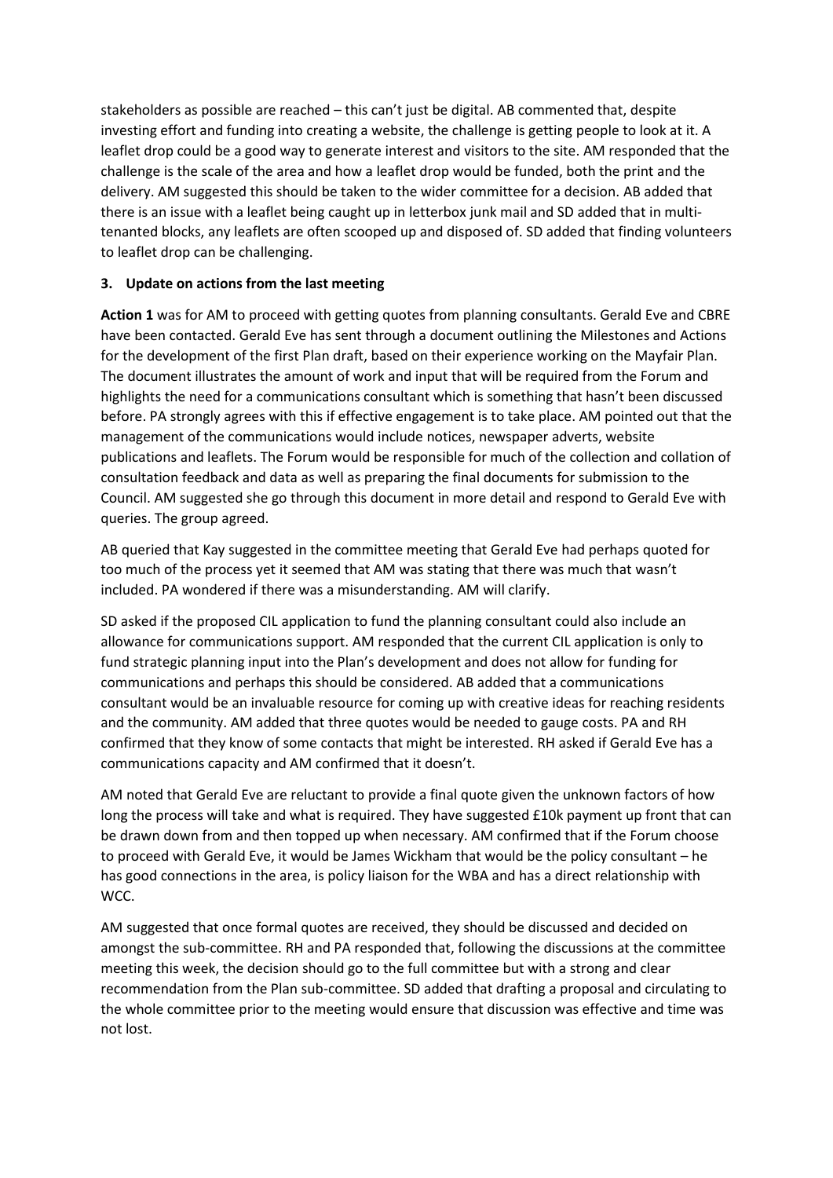stakeholders as possible are reached – this can't just be digital. AB commented that, despite investing effort and funding into creating a website, the challenge is getting people to look at it. A leaflet drop could be a good way to generate interest and visitors to the site. AM responded that the challenge is the scale of the area and how a leaflet drop would be funded, both the print and the delivery. AM suggested this should be taken to the wider committee for a decision. AB added that there is an issue with a leaflet being caught up in letterbox junk mail and SD added that in multi-tenanted blocks, any leaflets are often scooped up and disposed of. SD added that finding volunteers to leaflet drop can be challenging.

### 3. Update on actions from the last meeting

**Action 1** was for AM to proceed with getting quotes from planning consultants. Gerald Eve and CBRE have been contacted. Gerald Eve has sent through a document outlining the Milestones and Actions for the development of the first Plan draft, based on their experience working on the Mayfair Plan. The document illustrates the amount of work and input that will be required from the Forum and highlights the need for a communications consultant which is something that hasn't been discussed before. PA strongly agrees with this if effective engagement is to take place. AM pointed out that the management of the communications would include notices, newspaper adverts, website publications and leaflets. The Forum would be responsible for much of the collection and collation of consultation feedback and data as well as preparing the final documents for submission to the Council. AM suggested she go through this document in more detail and respond to Gerald Eve with queries. The group agreed.

AB queried that Kay suggested in the committee meeting that Gerald Eve had perhaps quoted for too much of the process yet it seemed that AM was stating that there was much that wasn't included. PA wondered if there was a misunderstanding. AM will clarify.

SD asked if the proposed CIL application to fund the planning consultant could also include an allowance for communications support. AM responded that the current CIL application is only to fund strategic planning input into the Plan's development and does not allow for funding for communications and perhaps this should be considered. AB added that a communications consultant would be an invaluable resource for coming up with creative ideas for reaching residents and the community. AM added that three quotes would be needed to gauge costs. PA and RH confirmed that they know of some contacts that might be interested. RH asked if Gerald Eve has a communications capacity and AM confirmed that it doesn't.

AM noted that Gerald Eve are reluctant to provide a final quote given the unknown factors of how long the process will take and what is required. They have suggested £10k payment up front that can be drawn down from and then topped up when necessary. AM confirmed that if the Forum choose to proceed with Gerald Eve, it would be James Wickham that would be the policy consultant – he has good connections in the area, is policy liaison for the WBA and has a direct relationship with WCC.

AM suggested that once formal quotes are received, they should be discussed and decided on amongst the sub-committee. RH and PA responded that, following the discussions at the committee meeting this week, the decision should go to the full committee but with a strong and clear recommendation from the Plan sub-committee. SD added that drafting a proposal and circulating to the whole committee prior to the meeting would ensure that discussion was effective and time was not lost.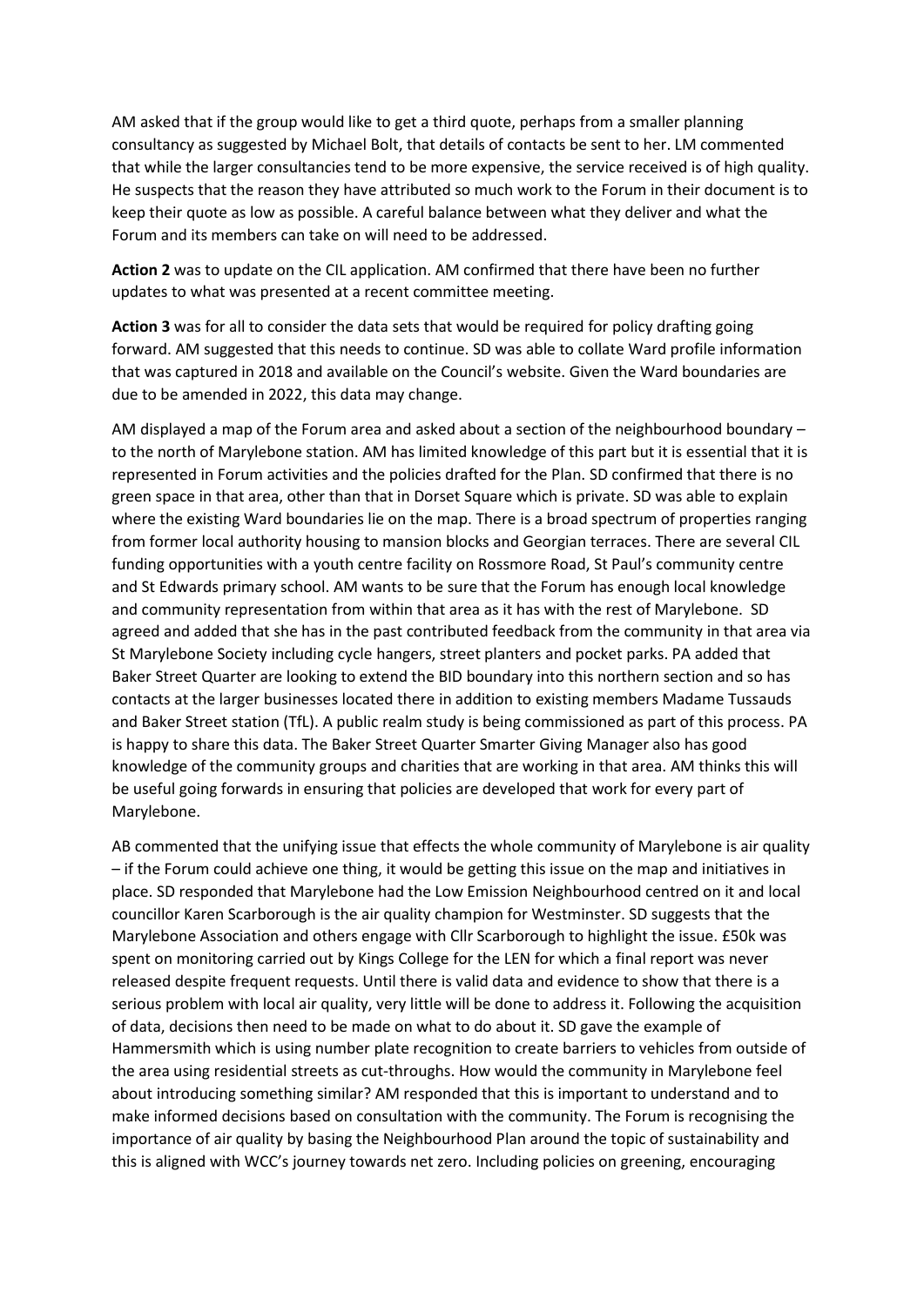AM asked that if the group would like to get a third quote, perhaps from a smaller planning consultancy as suggested by Michael Bolt, that details of contacts be sent to her. LM commented that while the larger consultancies tend to be more expensive, the service received is of high quality. He suspects that the reason they have attributed so much work to the Forum in their document is to keep their quote as low as possible. A careful balance between what they deliver and what the Forum and its members can take on will need to be addressed.

**Action 2** was to update on the CIL application. AM confirmed that there have been no further updates to what was presented at a recent committee meeting.

**Action 3** was for all to consider the data sets that would be required for policy drafting going forward. AM suggested that this needs to continue. SD was able to collate Ward profile information that was captured in 2018 and available on the Council's website. Given the Ward boundaries are due to be amended in 2022, this data may change.

AM displayed a map of the Forum area and asked about a section of the neighbourhood boundary – to the north of Marylebone station. AM has limited knowledge of this part but it is essential that it is represented in Forum activities and the policies drafted for the Plan. SD confirmed that there is no green space in that area, other than that in Dorset Square which is private. SD was able to explain where the existing Ward boundaries lie on the map. There is a broad spectrum of properties ranging from former local authority housing to mansion blocks and Georgian terraces. There are several CIL funding opportunities with a youth centre facility on Rossmore Road, St Paul's community centre and St Edwards primary school. AM wants to be sure that the Forum has enough local knowledge and community representation from within that area as it has with the rest of Marylebone. SD agreed and added that she has in the past contributed feedback from the community in that area via St Marylebone Society including cycle hangers, street planters and pocket parks. PA added that Baker Street Quarter are looking to extend the BID boundary into this northern section and so has contacts at the larger businesses located there in addition to existing members Madame Tussauds and Baker Street station (TfL). A public realm study is being commissioned as part of this process. PA is happy to share this data. The Baker Street Quarter Smarter Giving Manager also has good knowledge of the community groups and charities that are working in that area. AM thinks this will be useful going forwards in ensuring that policies are developed that work for every part of Marylebone.

AB commented that the unifying issue that effects the whole community of Marylebone is air quality – if the Forum could achieve one thing, it would be getting this issue on the map and initiatives in place. SD responded that Marylebone had the Low Emission Neighbourhood centred on it and local councillor Karen Scarborough is the air quality champion for Westminster. SD suggests that the Marylebone Association and others engage with Cllr Scarborough to highlight the issue. £50k was spent on monitoring carried out by Kings College for the LEN for which a final report was never released despite frequent requests. Until there is valid data and evidence to show that there is a serious problem with local air quality, very little will be done to address it. Following the acquisition of data, decisions then need to be made on what to do about it. SD gave the example of Hammersmith which is using number plate recognition to create barriers to vehicles from outside of the area using residential streets as cut-throughs. How would the community in Marylebone feel about introducing something similar? AM responded that this is important to understand and to make informed decisions based on consultation with the community. The Forum is recognising the importance of air quality by basing the Neighbourhood Plan around the topic of sustainability and this is aligned with WCC's journey towards net zero. Including policies on greening, encouraging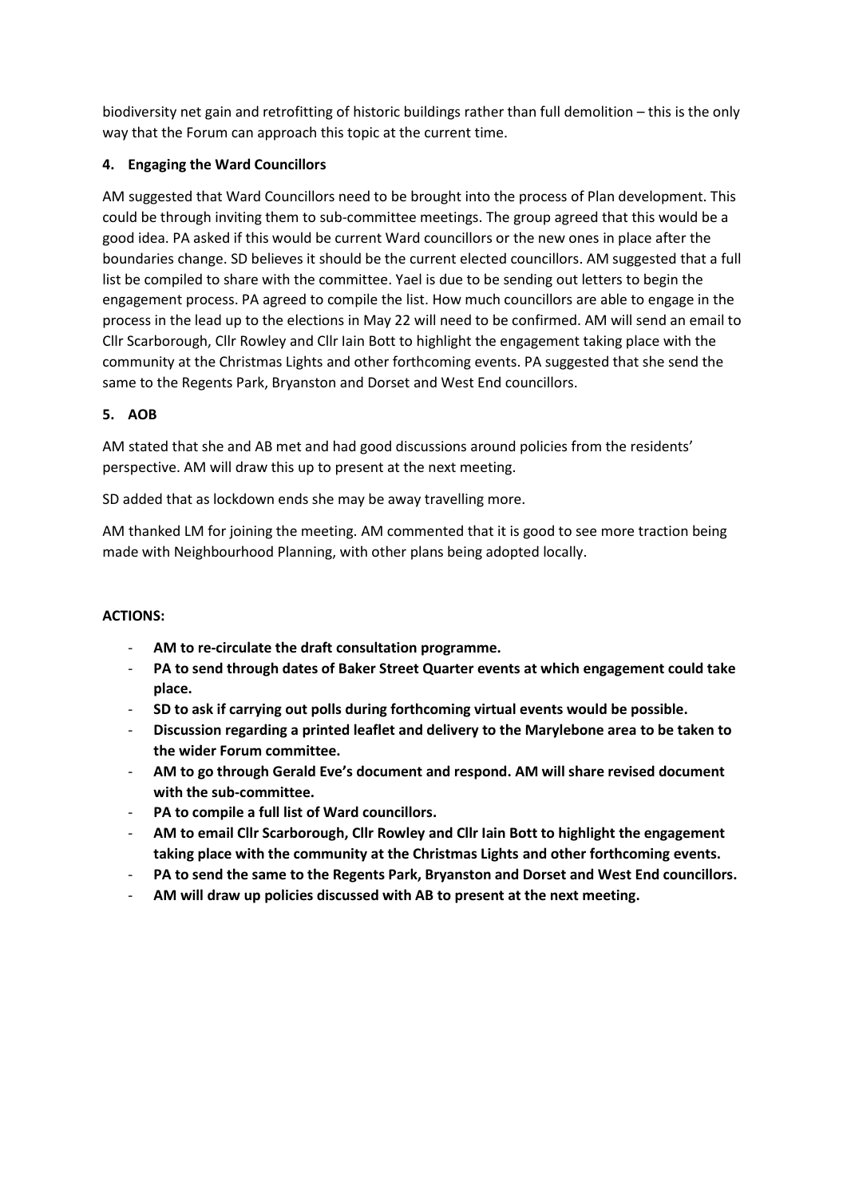biodiversity net gain and retrofitting of historic buildings rather than full demolition – this is the only way that the Forum can approach this topic at the current time.

### 4. Engaging the Ward Councillors

AM suggested that Ward Councillors need to be brought into the process of Plan development. This could be through inviting them to sub-committee meetings. The group agreed that this would be a good idea. PA asked if this would be current Ward councillors or the new ones in place after the boundaries change. SD believes it should be the current elected councillors. AM suggested that a full list be compiled to share with the committee. Yael is due to be sending out letters to begin the engagement process. PA agreed to compile the list. How much councillors are able to engage in the process in the lead up to the elections in May 22 will need to be confirmed. AM will send an email to Cllr Scarborough, Cllr Rowley and Cllr Iain Bott to highlight the engagement taking place with the community at the Christmas Lights and other forthcoming events. PA suggested that she send the same to the Regents Park, Bryanston and Dorset and West End councillors.

### 5. AOB

AM stated that she and AB met and had good discussions around policies from the residents' perspective. AM will draw this up to present at the next meeting.

SD added that as lockdown ends she may be away travelling more.

AM thanked LM for joining the meeting. AM commented that it is good to see more traction being made with Neighbourhood Planning, with other plans being adopted locally.

**ACTIONS:**

- **AM to re-circulate the draft consultation programme.**
- **PA to send through dates of Baker Street Quarter events at which engagement could take place.**
- **SD to ask if carrying out polls during forthcoming virtual events would be possible.**
- **Discussion regarding a printed leaflet and delivery to the Marylebone area to be taken to the wider Forum committee.**
- **AM to go through Gerald Eve's document and respond. AM will share revised document with the sub-committee.**
- **PA to compile a full list of Ward councillors.**
- **AM to email Cllr Scarborough, Cllr Rowley and Cllr Iain Bott to highlight the engagement taking place with the community at the Christmas Lights and other forthcoming events.**
- **PA to send the same to the Regents Park, Bryanston and Dorset and West End councillors.**
- **AM will draw up policies discussed with AB to present at the next meeting.**